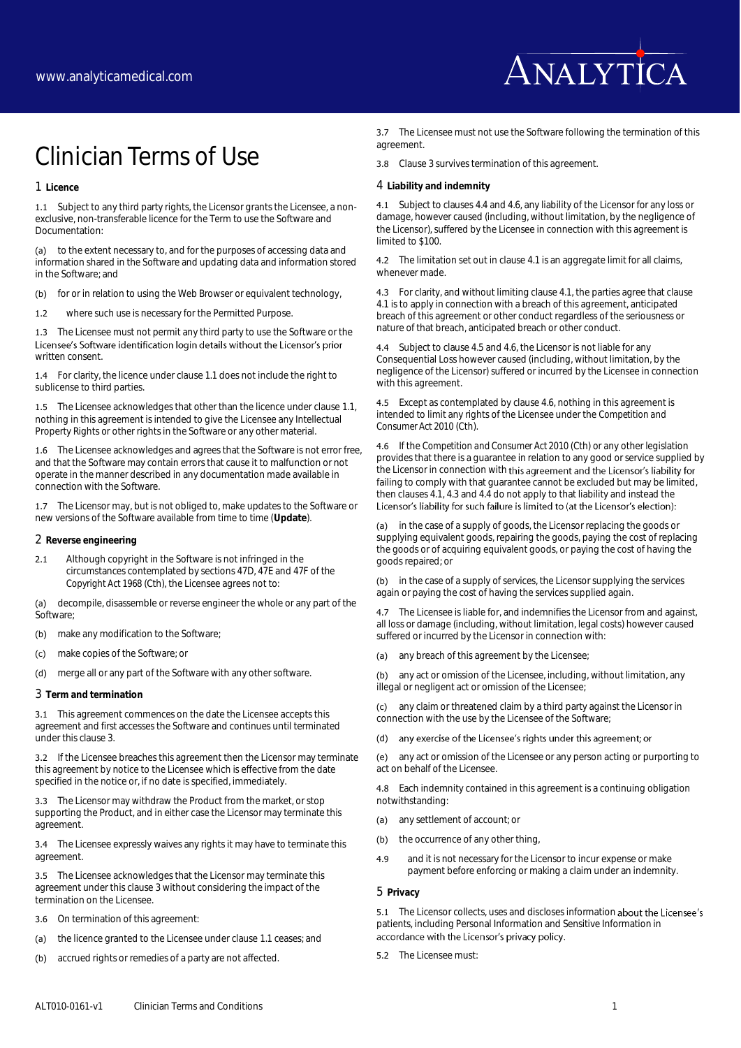# Clinician Terms of Use

## 1 Licence

1.1 Subject to any third party rights, the Licensor grants the Licensee, a non-exclusive, non-transferable licence for the Term to use the Software and Documentation:

(a) to the extent necessary to, and for the purposes of accessing data and information shared in the Software and updating data and information stored in the Software; and

(b) for or in relation to using the Web Browser or equivalent technology,

1.2 where such use is necessary for the Permitted Purpose.

1.3 The Licensee must not permit any third party to use the Software or the Licensee's Software identification login details without the Licensor's prior written consent.

1.4 For clarity, the licence under clause 1.1 does not include the right to sublicense to third parties.

1.5 The Licensee acknowledges that other than the licence under clause 1.1, nothing in this agreement is intended to give the Licensee any Intellectual Property Rights or other rights in the Software or any other material.

1.6 The Licensee acknowledges and agrees that the Software is not error free, and that the Software may contain errors that cause it to malfunction or not operate in the manner described in any documentation made available in connection with the Software.

1.7 The Licensor may, but is not obliged to, make updates to the Software or new versions of the Software available from time to time (**Update**).

## 2 Reverse engineering

2.1 Although copyright in the Software is not infringed in the circumstances contemplated by sections 47D, 47E and 47F of the Copyright Act 1968 (Cth), the Licensee agrees not to:

(a) decompile, disassemble or reverse engineer the whole or any part of the Software;

(b) make any modification to the Software;

(c) make copies of the Software; or

(d) merge all or any part of the Software with any other software.

## 3 Term and termination

3.1 This agreement commences on the date the Licensee accepts this agreement and first accesses the Software and continues until terminated under this clause 3.

3.2 If the Licensee breaches this agreement then the Licensor may terminate this agreement by notice to the Licensee which is effective from the date specified in the notice or, if no date is specified, immediately.

3.3 The Licensor may withdraw the Product from the market, or stop supporting the Product, and in either case the Licensor may terminate this agreement.

3.4 The Licensee expressly waives any rights it may have to terminate this agreement.

3.5 The Licensee acknowledges that the Licensor may terminate this agreement under this clause 3 without considering the impact of the termination on the Licensee.

3.6 On termination of this agreement:

(a) the licence granted to the Licensee under clause 1.1 ceases; and

(b) accrued rights or remedies of a party are not affected.

3.7 The Licensee must not use the Software following the termination of this agreement.

3.8 Clause 3 survives termination of this agreement.

## 4 Liability and indemnity

4.1 Subject to clauses 4.4 and 4.6, any liability of the Licensor for any loss or damage, however caused (including, without limitation, by the negligence of the Licensor), suffered by the Licensee in connection with this agreement is limited to $100.

4.2 The limitation set out in clause 4.1 is an aggregate limit for all claims, whenever made.

4.3 For clarity, and without limiting clause 4.1, the parties agree that clause 4.1 is to apply in connection with a breach of this agreement, anticipated breach of this agreement or other conduct regardless of the seriousness or nature of that breach, anticipated breach or other conduct.

4.4 Subject to clause 4.5 and 4.6, the Licensor is not liable for any Consequential Loss however caused (including, without limitation, by the negligence of the Licensor) suffered or incurred by the Licensee in connection with this agreement.

4.5 Except as contemplated by clause 4.6, nothing in this agreement is intended to limit any rights of the Licensee under the Competition and Consumer Act 2010 (Cth).

4.6 If the Competition and Consumer Act 2010 (Cth) or any other legislation provides that there is a guarantee in relation to any good or service supplied by the Licensor in connection with this agreement and the Licensor's liability for failing to comply with that guarantee cannot be excluded but may be limited, then clauses 4.1, 4.3 and 4.4 do not apply to that liability and instead the Licensor's liability for such failure is limited to (at the Licensor's election):

(a) in the case of a supply of goods, the Licensor replacing the goods or supplying equivalent goods, repairing the goods, paying the cost of replacing the goods or of acquiring equivalent goods, or paying the cost of having the goods repaired; or

(b) in the case of a supply of services, the Licensor supplying the services again or paying the cost of having the services supplied again.

4.7 The Licensee is liable for, and indemnifies the Licensor from and against, all loss or damage (including, without limitation, legal costs) however caused suffered or incurred by the Licensor in connection with:

(a) any breach of this agreement by the Licensee;

(b) any act or omission of the Licensee, including, without limitation, any illegal or negligent act or omission of the Licensee;

(c) any claim or threatened claim by a third party against the Licensor in connection with the use by the Licensee of the Software;

(d) any exercise of the Licensee's rights under this agreement; or

(e) any act or omission of the Licensee or any person acting or purporting to act on behalf of the Licensee.

4.8 Each indemnity contained in this agreement is a continuing obligation notwithstanding:

(a) any settlement of account; or

(b) the occurrence of any other thing,

4.9 and it is not necessary for the Licensor to incur expense or make payment before enforcing or making a claim under an indemnity.

## 5 Privacy

5.1 The Licensor collects, uses and discloses information about the Licensee's patients, including Personal Information and Sensitive Information in accordance with the Licensor's privacy policy.

5.2 The Licensee must: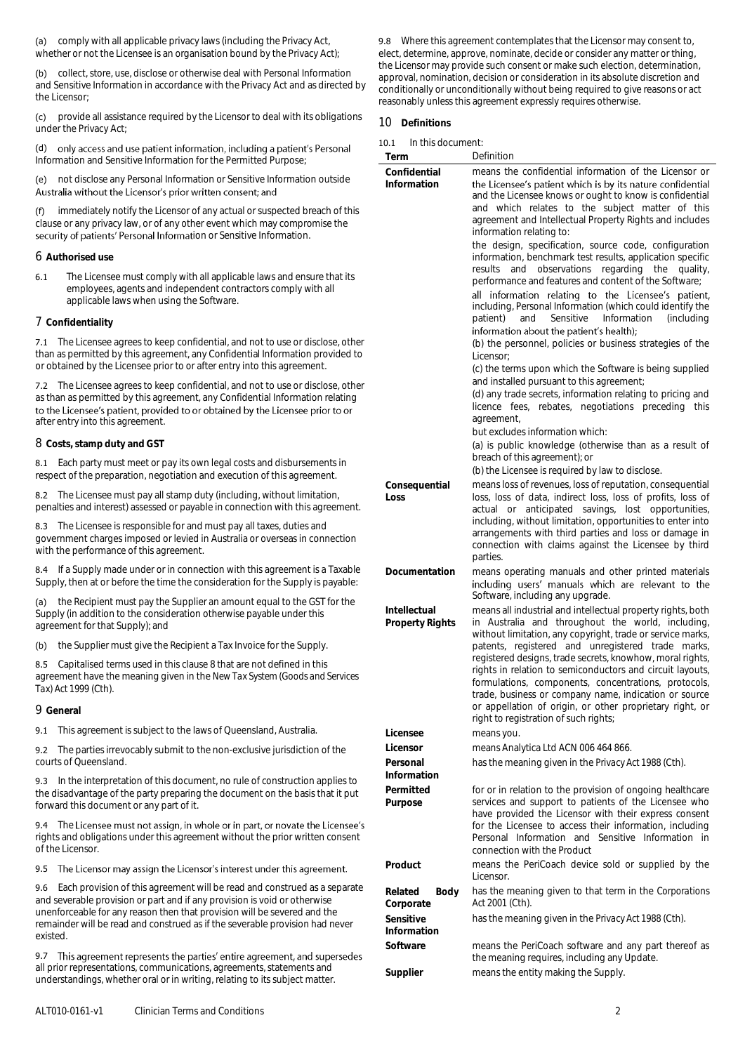(a) comply with all applicable privacy laws (including the Privacy Act, whether or not the Licensee is an organisation bound by the Privacy Act);

(b) collect, store, use, disclose or otherwise deal with Personal Information and Sensitive Information in accordance with the Privacy Act and as directed by the Licensor;

(c) provide all assistance required by the Licensor to deal with its obligations under the Privacy Act;

(d) only access and use patient information, including a patient's Personal Information and Sensitive Information for the Permitted Purpose;

(e) not disclose any Personal Information or Sensitive Information outside Australia without the Licensor's prior written consent; and

(f) immediately notify the Licensor of any actual or suspected breach of this clause or any privacy law, or of any other event which may compromise the security of patients' Personal Information or Sensitive Information.

## 6 Authorised use

6.1 The Licensee must comply with all applicable laws and ensure that its employees, agents and independent contractors comply with all applicable laws when using the Software.

## 7 Confidentiality

7.1 The Licensee agrees to keep confidential, and not to use or disclose, other than as permitted by this agreement, any Confidential Information provided to or obtained by the Licensee prior to or after entry into this agreement.

7.2 The Licensee agrees to keep confidential, and not to use or disclose, other as than as permitted by this agreement, any Confidential Information relating to the Licensee's patient, provided to or obtained by the Licensee prior to or after entry into this agreement.

## 8 Costs, stamp duty and GST

8.1 Each party must meet or pay its own legal costs and disbursements in respect of the preparation, negotiation and execution of this agreement.

8.2 The Licensee must pay all stamp duty (including, without limitation, penalties and interest) assessed or payable in connection with this agreement.

8.3 The Licensee is responsible for and must pay all taxes, duties and government charges imposed or levied in Australia or overseas in connection with the performance of this agreement.

8.4 If a Supply made under or in connection with this agreement is a Taxable Supply, then at or before the time the consideration for the Supply is payable:

(a) the Recipient must pay the Supplier an amount equal to the GST for the Supply (in addition to the consideration otherwise payable under this agreement for that Supply); and

(b) the Supplier must give the Recipient a Tax Invoice for the Supply.

8.5 Capitalised terms used in this clause 8 that are not defined in this agreement have the meaning given in the *New Tax System (Goods and Services Tax) Act 1999* (Cth).

## 9 General

9.1 This agreement is subject to the laws of Queensland, Australia.

9.2 The parties irrevocably submit to the non-exclusive jurisdiction of the courts of Queensland.

9.3 In the interpretation of this document, no rule of construction applies to the disadvantage of the party preparing the document on the basis that it put forward this document or any part of it.

9.4 The Licensee must not assign, in whole or in part, or novate the Licensee's rights and obligations under this agreement without the prior written consent of the Licensor.

9.5 The Licensor may assign the Licensor's interest under this agreement.

9.6 Each provision of this agreement will be read and construed as a separate and severable provision or part and if any provision is void or otherwise unenforceable for any reason then that provision will be severed and the remainder will be read and construed as if the severable provision had never existed.

9.7 This agreement represents the parties' entire agreement, and supersedes all prior representations, communications, agreements, statements and understandings, whether oral or in writing, relating to its subject matter.

9.8 Where this agreement contemplates that the Licensor may consent to, elect, determine, approve, nominate, decide or consider any matter or thing, the Licensor may provide such consent or make such election, determination, approval, nomination, decision or consideration in its absolute discretion and conditionally or unconditionally without being required to give reasons or act reasonably unless this agreement expressly requires otherwise.

## 10 Definitions

10.1 In this document:

| Term | Definition |
|---|---|
| **Confidential Information** | means the confidential information of the Licensor or the Licensee's patient which is by its nature confidential and the Licensee knows or ought to know is confidential and which relates to the subject matter of this agreement and Intellectual Property Rights and includes information relating to:<br>the design, specification, source code, configuration information, benchmark test results, application specific results and observations regarding the quality, performance and features and content of the Software;<br>all information relating to the Licensee's patient, including, Personal Information (which could identify the patient) and Sensitive Information (including information about the patient's health);<br>(b) the personnel, policies or business strategies of the Licensor;<br>(c) the terms upon which the Software is being supplied and installed pursuant to this agreement;<br>(d) any trade secrets, information relating to pricing and licence fees, rebates, negotiations preceding this agreement,<br>but excludes information which:<br>(a) is public knowledge (otherwise than as a result of breach of this agreement); or<br>(b) the Licensee is required by law to disclose. |
| **Consequential Loss** | means loss of revenues, loss of reputation, consequential loss, loss of data, indirect loss, loss of profits, loss of actual or anticipated savings, lost opportunities, including, without limitation, opportunities to enter into arrangements with third parties and loss or damage in connection with claims against the Licensee by third parties. |
| **Documentation** | means operating manuals and other printed materials including users' manuals which are relevant to the Software, including any upgrade. |
| **Intellectual Property Rights** | means all industrial and intellectual property rights, both in Australia and throughout the world, including, without limitation, any copyright, trade or service marks, patents, registered and unregistered trade marks, registered designs, trade secrets, knowhow, moral rights, rights in relation to semiconductors and circuit layouts, formulations, components, concentrations, protocols, trade, business or company name, indication or source or appellation of origin, or other proprietary right, or right to registration of such rights; |
| **Licensee** | means you. |
| **Licensor** | means Analytica Ltd ACN 006 464 866. |
| **Personal Information** | has the meaning given in the *Privacy Act 1988* (Cth). |
| **Permitted Purpose** | for or in relation to the provision of ongoing healthcare services and support to patients of the Licensee who have provided the Licensor with their express consent for the Licensee to access their information, including Personal Information and Sensitive Information in connection with the Product |
| **Product** | means the PeriCoach device sold or supplied by the Licensor. |
| **Related Body Corporate** | has the meaning given to that term in the *Corporations Act 2001* (Cth). |
| **Sensitive Information** | has the meaning given in the *Privacy Act 1988* (Cth). |
| **Software** | means the PeriCoach software and any part thereof as the meaning requires, including any Update. |
| **Supplier** | means the entity making the Supply. |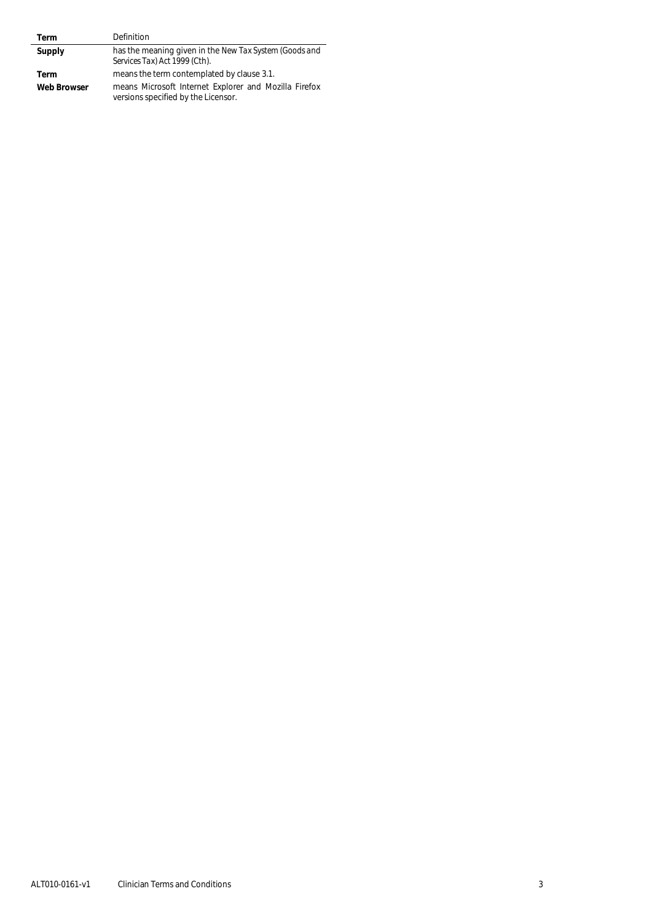| Term | Definition |
|---|---|
| **Supply** | has the meaning given in the New Tax System (Goods and Services Tax) Act 1999 (Cth). |
| **Term** | means the term contemplated by clause 3.1. |
| **Web Browser** | means Microsoft Internet Explorer and Mozilla Firefox versions specified by the Licensor. |